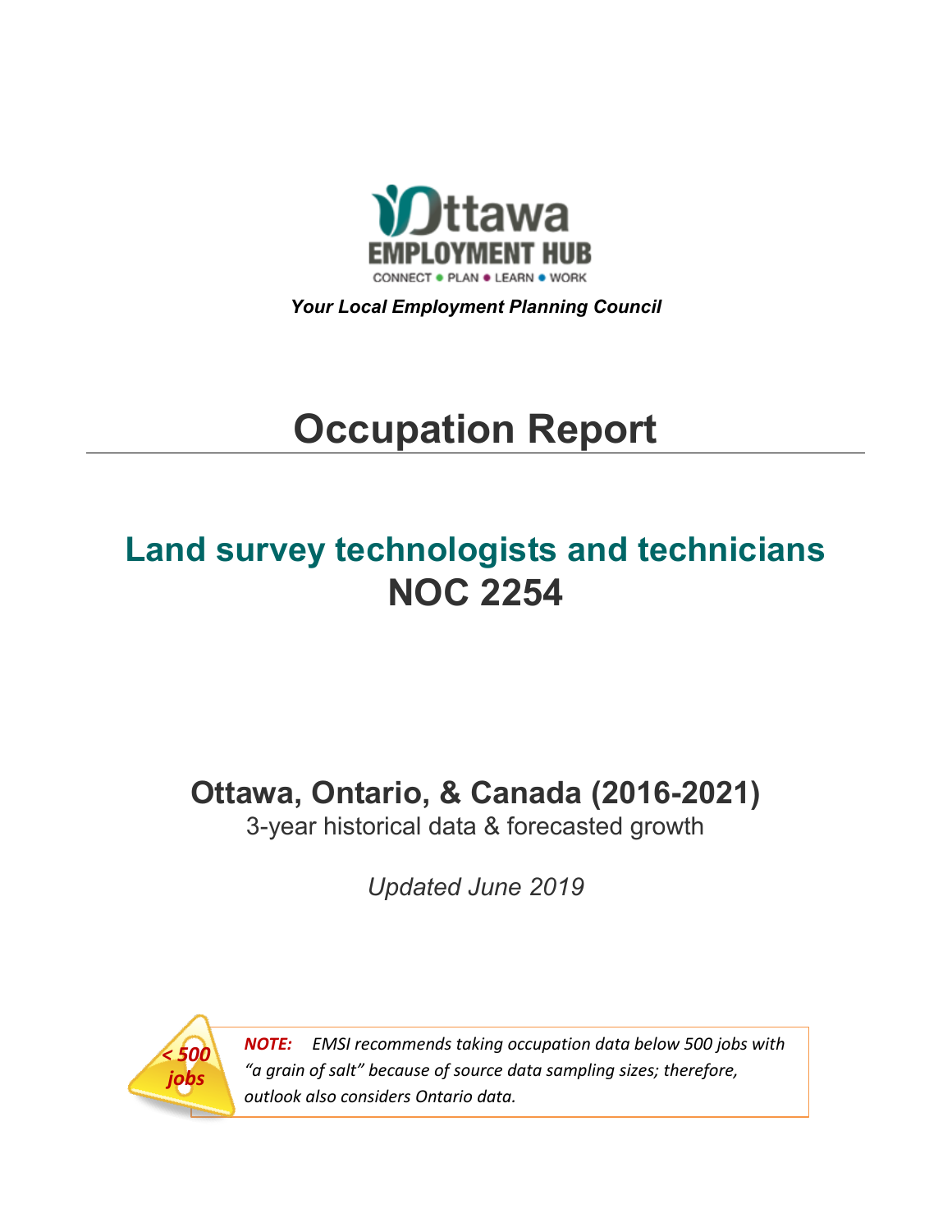Ottawa EMPLOYMENT HUB

CONNECT • PLAN • LEARN • WORK

***Your Local Employment Planning Council***

# Occupation Report

## Land survey technologists and technicians
## NOC 2254

### Ottawa, Ontario, & Canada (2016-2021)

3-year historical data & forecasted growth

*Updated June 2019*

*< 500 jobs*

***NOTE:*** *EMSI recommends taking occupation data below 500 jobs with "a grain of salt" because of source data sampling sizes; therefore, outlook also considers Ontario data.*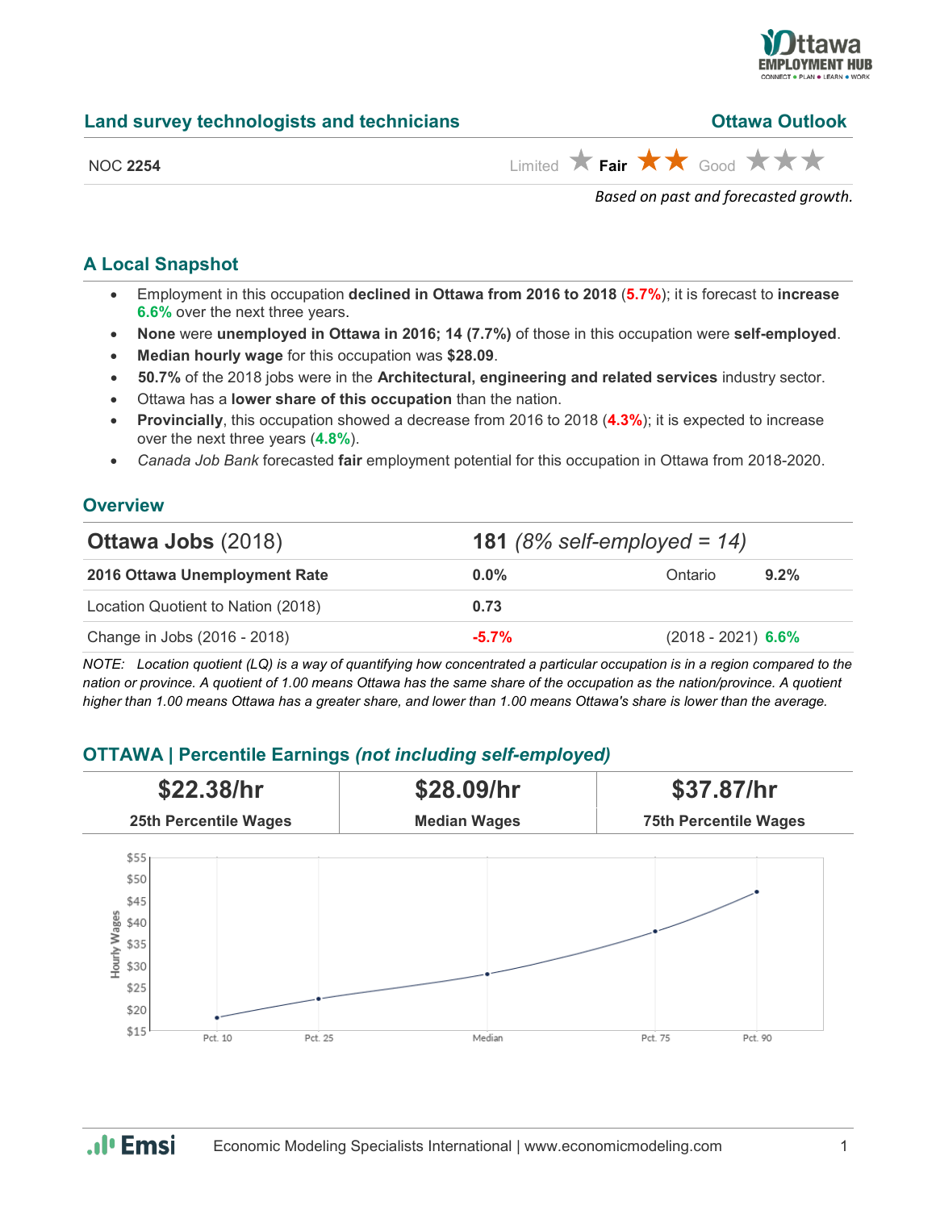## Land survey technologists and technicians

**Ottawa Outlook**

NOC **2254**

Limited ★ **Fair** ★★ Good ★★★

*Based on past and forecasted growth.*

## A Local Snapshot

- Employment in this occupation **declined in Ottawa from 2016 to 2018** (**5.7%**); it is forecast to **increase 6.6%** over the next three years.
- **None** were **unemployed in Ottawa in 2016; 14 (7.7%)** of those in this occupation were **self-employed**.
- **Median hourly wage** for this occupation was **$28.09**.
- **50.7%** of the 2018 jobs were in the **Architectural, engineering and related services** industry sector.
- Ottawa has a **lower share of this occupation** than the nation.
- **Provincially**, this occupation showed a decrease from 2016 to 2018 (**4.3%**); it is expected to increase over the next three years (**4.8%**).
- *Canada Job Bank* forecasted **fair** employment potential for this occupation in Ottawa from 2018-2020.

## Overview

| **Ottawa Jobs** (2018) | **181** *(8% self-employed = 14)* | | |
|---|---|---|---|
| **2016 Ottawa Unemployment Rate** | **0.0%** | Ontario | **9.2%** |
| Location Quotient to Nation (2018) | **0.73** | | |
| Change in Jobs (2016 - 2018) | **-5.7%** | (2018 - 2021) | **6.6%** |

*NOTE: Location quotient (LQ) is a way of quantifying how concentrated a particular occupation is in a region compared to the nation or province. A quotient of 1.00 means Ottawa has the same share of the occupation as the nation/province. A quotient higher than 1.00 means Ottawa has a greater share, and lower than 1.00 means Ottawa's share is lower than the average.*

## OTTAWA | Percentile Earnings *(not including self-employed)*

| **$22.38/hr** | **$28.09/hr** | **$37.87/hr** |
|---|---|---|
| **25th Percentile Wages** | **Median Wages** | **75th Percentile Wages** |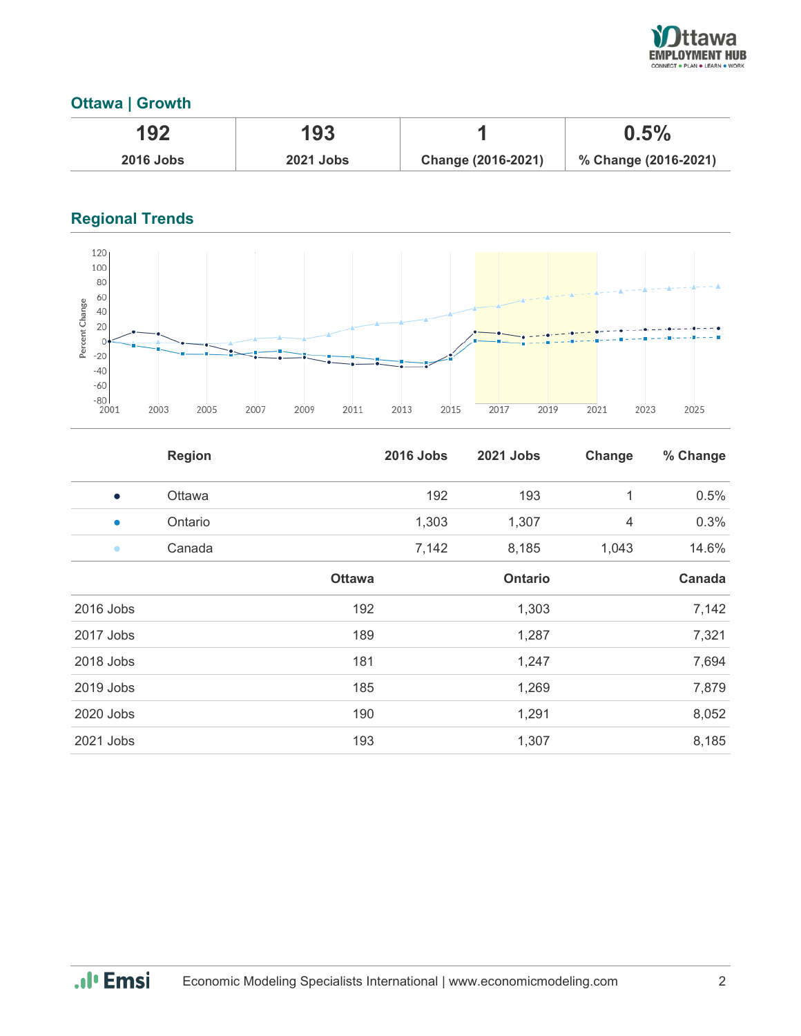## Ottawa | Growth

| 192 | 193 | 1 | 0.5% |
|---|---|---|---|
| 2016 Jobs | 2021 Jobs | Change (2016-2021) | % Change (2016-2021) |

## Regional Trends

| | Region | 2016 Jobs | 2021 Jobs | Change | % Change |
|---|---|---|---|---|---|
| ● | Ottawa | 192 | 193 | 1 | 0.5% |
| ● | Ontario | 1,303 | 1,307 | 4 | 0.3% |
| ● | Canada | 7,142 | 8,185 | 1,043 | 14.6% |

| | Ottawa | Ontario | Canada |
|---|---|---|---|
| 2016 Jobs | 192 | 1,303 | 7,142 |
| 2017 Jobs | 189 | 1,287 | 7,321 |
| 2018 Jobs | 181 | 1,247 | 7,694 |
| 2019 Jobs | 185 | 1,269 | 7,879 |
| 2020 Jobs | 190 | 1,291 | 8,052 |
| 2021 Jobs | 193 | 1,307 | 8,185 |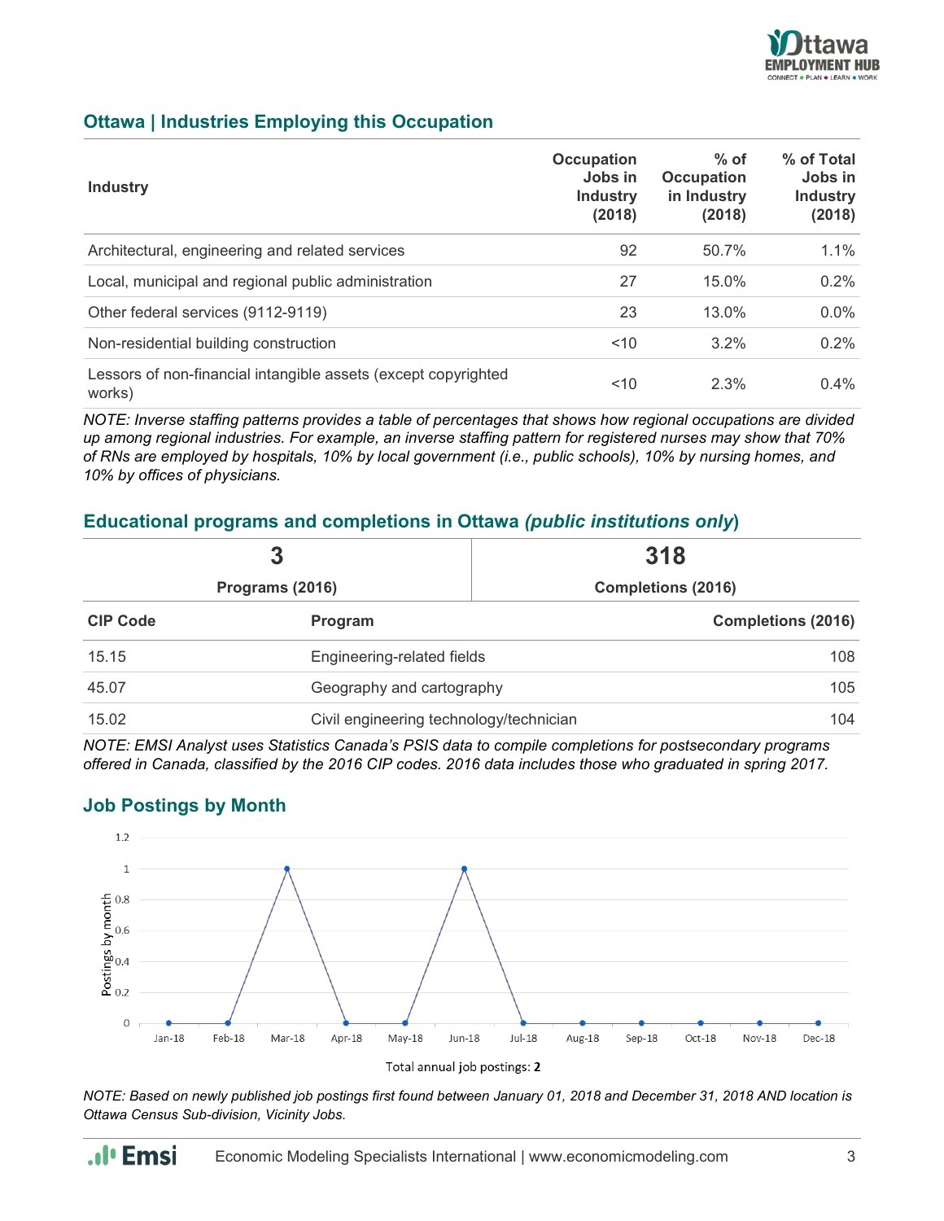## Ottawa | Industries Employing this Occupation

| Industry | Occupation Jobs in Industry (2018) | % of Occupation in Industry (2018) | % of Total Jobs in Industry (2018) |
|---|---|---|---|
| Architectural, engineering and related services | 92 | 50.7% | 1.1% |
| Local, municipal and regional public administration | 27 | 15.0% | 0.2% |
| Other federal services (9112-9119) | 23 | 13.0% | 0.0% |
| Non-residential building construction | <10 | 3.2% | 0.2% |
| Lessors of non-financial intangible assets (except copyrighted works) | <10 | 2.3% | 0.4% |

*NOTE: Inverse staffing patterns provides a table of percentages that shows how regional occupations are divided up among regional industries. For example, an inverse staffing pattern for registered nurses may show that 70% of RNs are employed by hospitals, 10% by local government (i.e., public schools), 10% by nursing homes, and 10% by offices of physicians.*

## Educational programs and completions in Ottawa *(public institutions only)*

| 3 | 318 |
|---|---|
| Programs (2016) | Completions (2016) |

| CIP Code | Program | Completions (2016) |
|---|---|---|
| 15.15 | Engineering-related fields | 108 |
| 45.07 | Geography and cartography | 105 |
| 15.02 | Civil engineering technology/technician | 104 |

*NOTE: EMSI Analyst uses Statistics Canada's PSIS data to compile completions for postsecondary programs offered in Canada, classified by the 2016 CIP codes. 2016 data includes those who graduated in spring 2017.*

## Job Postings by Month

| Month | Postings by month |
|---|---|
| Jan-18 | 0 |
| Feb-18 | 0 |
| Mar-18 | 1 |
| Apr-18 | 0 |
| May-18 | 0 |
| Jun-18 | 1 |
| Jul-18 | 0 |
| Aug-18 | 0 |
| Sep-18 | 0 |
| Oct-18 | 0 |
| Nov-18 | 0 |
| Dec-18 | 0 |

Total annual job postings: **2**

*NOTE: Based on newly published job postings first found between January 01, 2018 and December 31, 2018 AND location is Ottawa Census Sub-division, Vicinity Jobs.*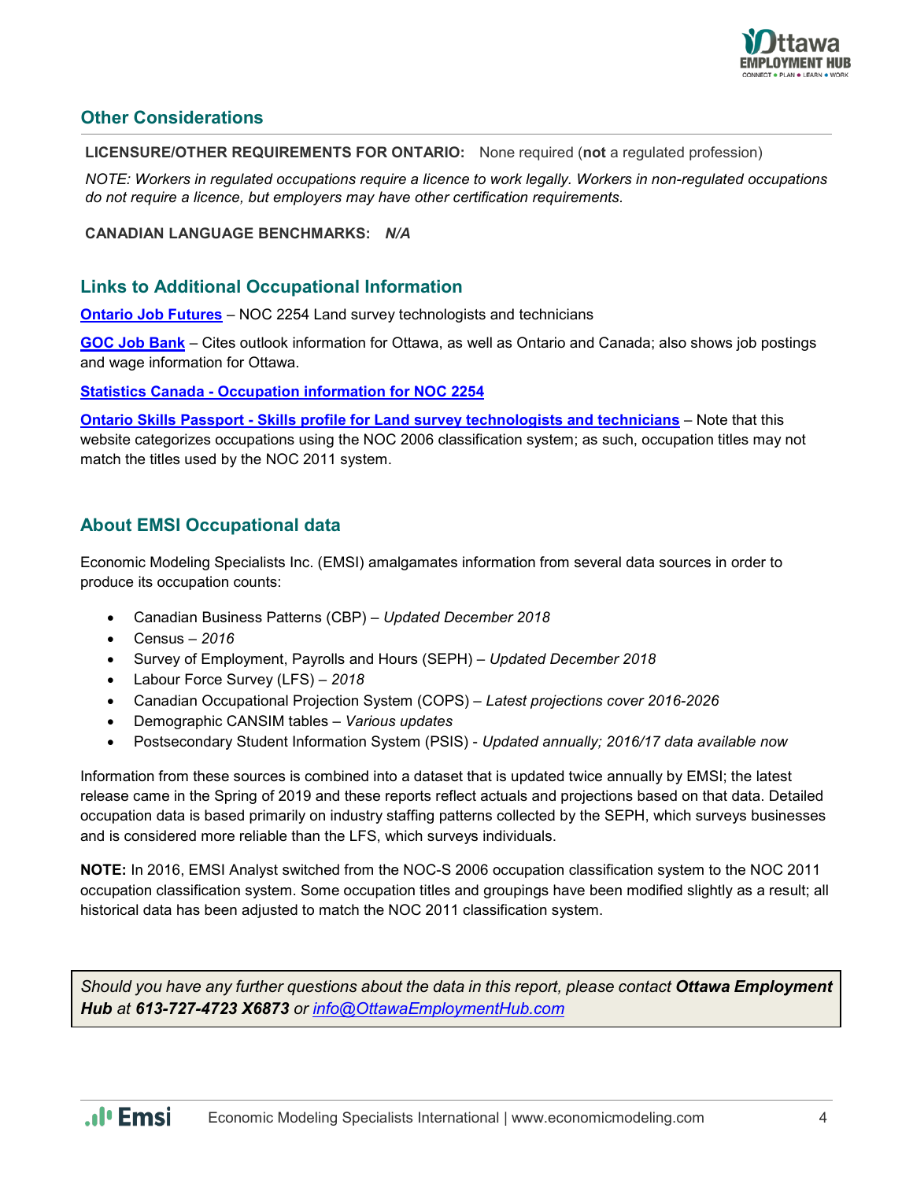## Other Considerations

**LICENSURE/OTHER REQUIREMENTS FOR ONTARIO:** None required (**not** a regulated profession)

*NOTE: Workers in regulated occupations require a licence to work legally. Workers in non-regulated occupations do not require a licence, but employers may have other certification requirements.*

**CANADIAN LANGUAGE BENCHMARKS:** ***N/A***

## Links to Additional Occupational Information

**Ontario Job Futures** – NOC 2254 Land survey technologists and technicians

**GOC Job Bank** – Cites outlook information for Ottawa, as well as Ontario and Canada; also shows job postings and wage information for Ottawa.

**Statistics Canada - Occupation information for NOC 2254**

**Ontario Skills Passport - Skills profile for Land survey technologists and technicians** – Note that this website categorizes occupations using the NOC 2006 classification system; as such, occupation titles may not match the titles used by the NOC 2011 system.

## About EMSI Occupational data

Economic Modeling Specialists Inc. (EMSI) amalgamates information from several data sources in order to produce its occupation counts:

- Canadian Business Patterns (CBP) – *Updated December 2018*
- Census – *2016*
- Survey of Employment, Payrolls and Hours (SEPH) – *Updated December 2018*
- Labour Force Survey (LFS) – *2018*
- Canadian Occupational Projection System (COPS) – *Latest projections cover 2016-2026*
- Demographic CANSIM tables – *Various updates*
- Postsecondary Student Information System (PSIS) - *Updated annually; 2016/17 data available now*

Information from these sources is combined into a dataset that is updated twice annually by EMSI; the latest release came in the Spring of 2019 and these reports reflect actuals and projections based on that data. Detailed occupation data is based primarily on industry staffing patterns collected by the SEPH, which surveys businesses and is considered more reliable than the LFS, which surveys individuals.

**NOTE:** In 2016, EMSI Analyst switched from the NOC-S 2006 occupation classification system to the NOC 2011 occupation classification system. Some occupation titles and groupings have been modified slightly as a result; all historical data has been adjusted to match the NOC 2011 classification system.

*Should you have any further questions about the data in this report, please contact **Ottawa Employment Hub** at **613-727-4723 X6873** or info@OttawaEmploymentHub.com*